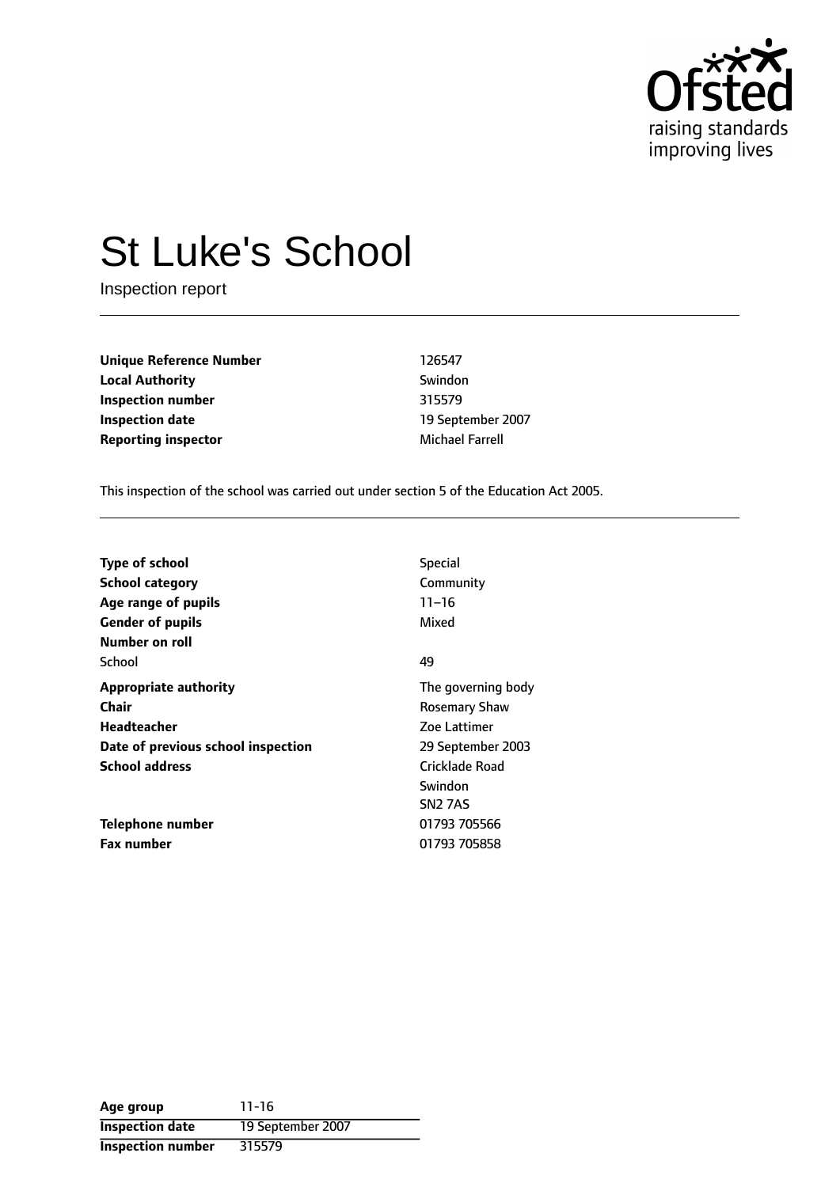# St Luke's School

Inspection report

| | |
|---|---|
| **Unique Reference Number** | 126547 |
| **Local Authority** | Swindon |
| **Inspection number** | 315579 |
| **Inspection date** | 19 September 2007 |
| **Reporting inspector** | Michael Farrell |

This inspection of the school was carried out under section 5 of the Education Act 2005.

| | |
|---|---|
| **Type of school** | Special |
| **School category** | Community |
| **Age range of pupils** | 11–16 |
| **Gender of pupils** | Mixed |
| **Number on roll** | |
| School | 49 |
| **Appropriate authority** | The governing body |
| **Chair** | Rosemary Shaw |
| **Headteacher** | Zoe Lattimer |
| **Date of previous school inspection** | 29 September 2003 |
| **School address** | Cricklade Road<br>Swindon<br>SN2 7AS |
| **Telephone number** | 01793 705566 |
| **Fax number** | 01793 705858 |

| | |
|---|---|
| **Age group** | 11-16 |
| **Inspection date** | 19 September 2007 |
| **Inspection number** | 315579 |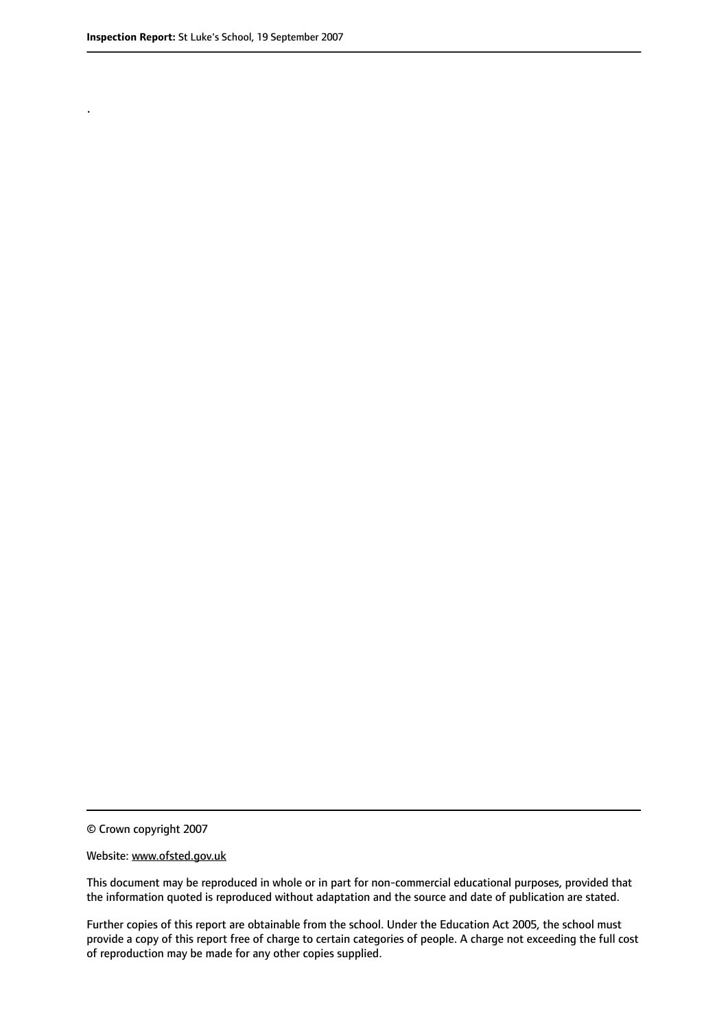.

© Crown copyright 2007

Website: www.ofsted.gov.uk

This document may be reproduced in whole or in part for non-commercial educational purposes, provided that the information quoted is reproduced without adaptation and the source and date of publication are stated.

Further copies of this report are obtainable from the school. Under the Education Act 2005, the school must provide a copy of this report free of charge to certain categories of people. A charge not exceeding the full cost of reproduction may be made for any other copies supplied.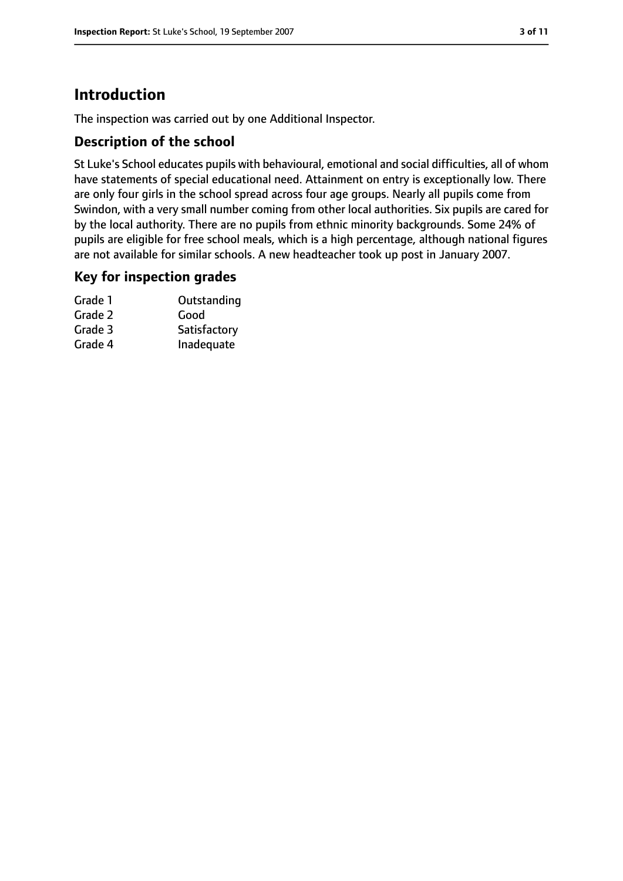## Introduction

The inspection was carried out by one Additional Inspector.

### Description of the school

St Luke's School educates pupils with behavioural, emotional and social difficulties, all of whom have statements of special educational need. Attainment on entry is exceptionally low. There are only four girls in the school spread across four age groups. Nearly all pupils come from Swindon, with a very small number coming from other local authorities. Six pupils are cared for by the local authority. There are no pupils from ethnic minority backgrounds. Some 24% of pupils are eligible for free school meals, which is a high percentage, although national figures are not available for similar schools. A new headteacher took up post in January 2007.

### Key for inspection grades

| | |
|---|---|
| Grade 1 | Outstanding |
| Grade 2 | Good |
| Grade 3 | Satisfactory |
| Grade 4 | Inadequate |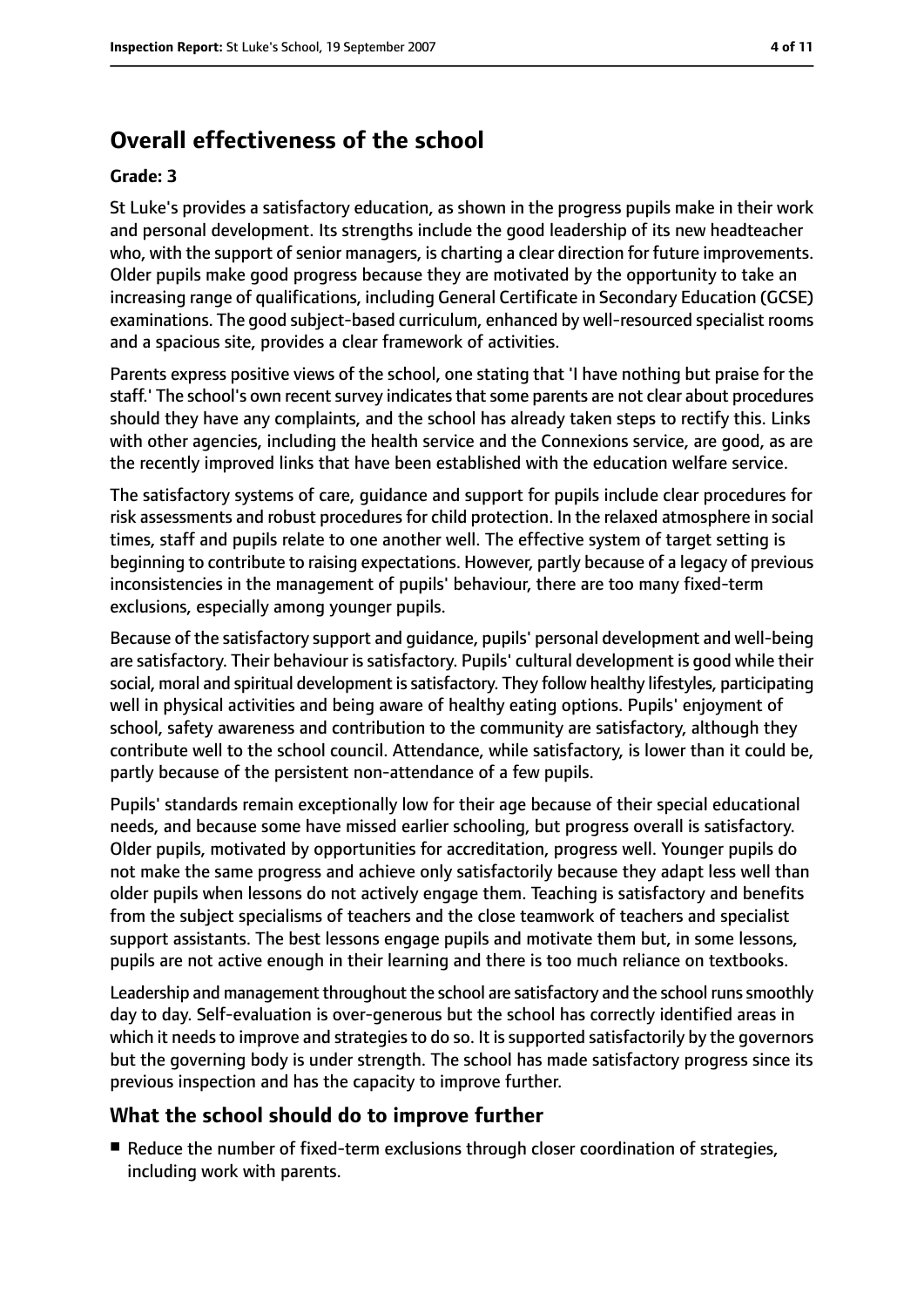## Overall effectiveness of the school

**Grade: 3**

St Luke's provides a satisfactory education, as shown in the progress pupils make in their work and personal development. Its strengths include the good leadership of its new headteacher who, with the support of senior managers, is charting a clear direction for future improvements. Older pupils make good progress because they are motivated by the opportunity to take an increasing range of qualifications, including General Certificate in Secondary Education (GCSE) examinations. The good subject-based curriculum, enhanced by well-resourced specialist rooms and a spacious site, provides a clear framework of activities.

Parents express positive views of the school, one stating that 'I have nothing but praise for the staff.' The school's own recent survey indicates that some parents are not clear about procedures should they have any complaints, and the school has already taken steps to rectify this. Links with other agencies, including the health service and the Connexions service, are good, as are the recently improved links that have been established with the education welfare service.

The satisfactory systems of care, guidance and support for pupils include clear procedures for risk assessments and robust procedures for child protection. In the relaxed atmosphere in social times, staff and pupils relate to one another well. The effective system of target setting is beginning to contribute to raising expectations. However, partly because of a legacy of previous inconsistencies in the management of pupils' behaviour, there are too many fixed-term exclusions, especially among younger pupils.

Because of the satisfactory support and guidance, pupils' personal development and well-being are satisfactory. Their behaviour is satisfactory. Pupils' cultural development is good while their social, moral and spiritual development is satisfactory. They follow healthy lifestyles, participating well in physical activities and being aware of healthy eating options. Pupils' enjoyment of school, safety awareness and contribution to the community are satisfactory, although they contribute well to the school council. Attendance, while satisfactory, is lower than it could be, partly because of the persistent non-attendance of a few pupils.

Pupils' standards remain exceptionally low for their age because of their special educational needs, and because some have missed earlier schooling, but progress overall is satisfactory. Older pupils, motivated by opportunities for accreditation, progress well. Younger pupils do not make the same progress and achieve only satisfactorily because they adapt less well than older pupils when lessons do not actively engage them. Teaching is satisfactory and benefits from the subject specialisms of teachers and the close teamwork of teachers and specialist support assistants. The best lessons engage pupils and motivate them but, in some lessons, pupils are not active enough in their learning and there is too much reliance on textbooks.

Leadership and management throughout the school are satisfactory and the school runs smoothly day to day. Self-evaluation is over-generous but the school has correctly identified areas in which it needs to improve and strategies to do so. It is supported satisfactorily by the governors but the governing body is under strength. The school has made satisfactory progress since its previous inspection and has the capacity to improve further.

### What the school should do to improve further

- Reduce the number of fixed-term exclusions through closer coordination of strategies, including work with parents.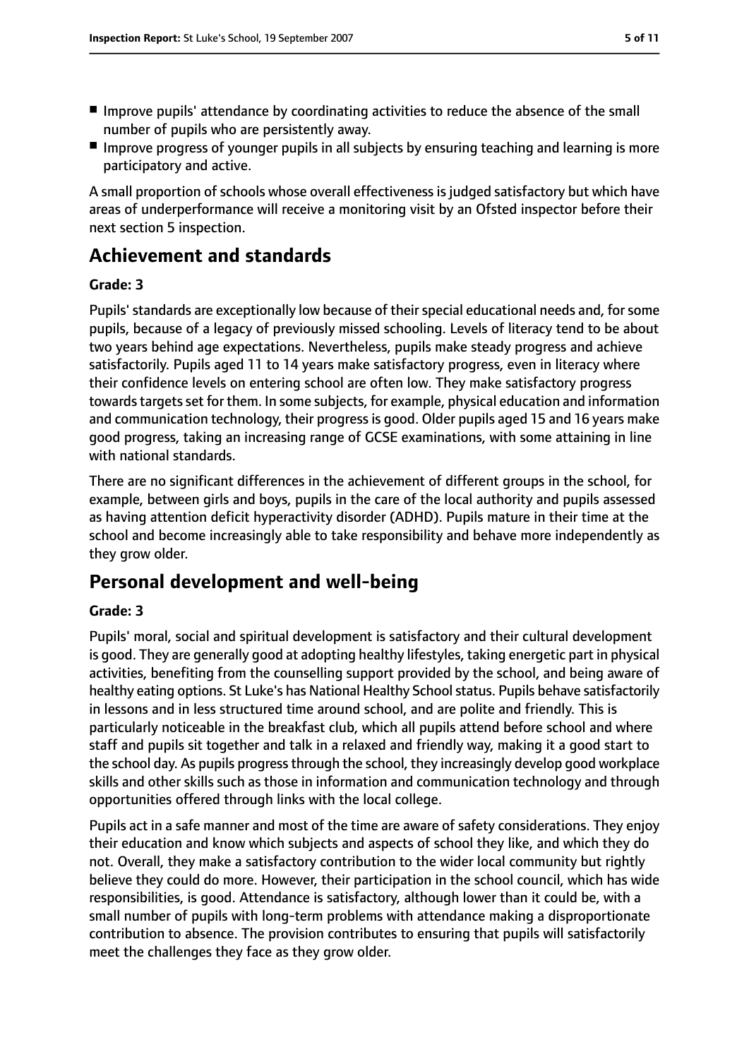- Improve pupils' attendance by coordinating activities to reduce the absence of the small number of pupils who are persistently away.
- Improve progress of younger pupils in all subjects by ensuring teaching and learning is more participatory and active.

A small proportion of schools whose overall effectiveness is judged satisfactory but which have areas of underperformance will receive a monitoring visit by an Ofsted inspector before their next section 5 inspection.

## Achievement and standards

**Grade: 3**

Pupils' standards are exceptionally low because of their special educational needs and, for some pupils, because of a legacy of previously missed schooling. Levels of literacy tend to be about two years behind age expectations. Nevertheless, pupils make steady progress and achieve satisfactorily. Pupils aged 11 to 14 years make satisfactory progress, even in literacy where their confidence levels on entering school are often low. They make satisfactory progress towards targets set for them. In some subjects, for example, physical education and information and communication technology, their progress is good. Older pupils aged 15 and 16 years make good progress, taking an increasing range of GCSE examinations, with some attaining in line with national standards.

There are no significant differences in the achievement of different groups in the school, for example, between girls and boys, pupils in the care of the local authority and pupils assessed as having attention deficit hyperactivity disorder (ADHD). Pupils mature in their time at the school and become increasingly able to take responsibility and behave more independently as they grow older.

## Personal development and well-being

**Grade: 3**

Pupils' moral, social and spiritual development is satisfactory and their cultural development is good. They are generally good at adopting healthy lifestyles, taking energetic part in physical activities, benefiting from the counselling support provided by the school, and being aware of healthy eating options. St Luke's has National Healthy School status. Pupils behave satisfactorily in lessons and in less structured time around school, and are polite and friendly. This is particularly noticeable in the breakfast club, which all pupils attend before school and where staff and pupils sit together and talk in a relaxed and friendly way, making it a good start to the school day. As pupils progress through the school, they increasingly develop good workplace skills and other skills such as those in information and communication technology and through opportunities offered through links with the local college.

Pupils act in a safe manner and most of the time are aware of safety considerations. They enjoy their education and know which subjects and aspects of school they like, and which they do not. Overall, they make a satisfactory contribution to the wider local community but rightly believe they could do more. However, their participation in the school council, which has wide responsibilities, is good. Attendance is satisfactory, although lower than it could be, with a small number of pupils with long-term problems with attendance making a disproportionate contribution to absence. The provision contributes to ensuring that pupils will satisfactorily meet the challenges they face as they grow older.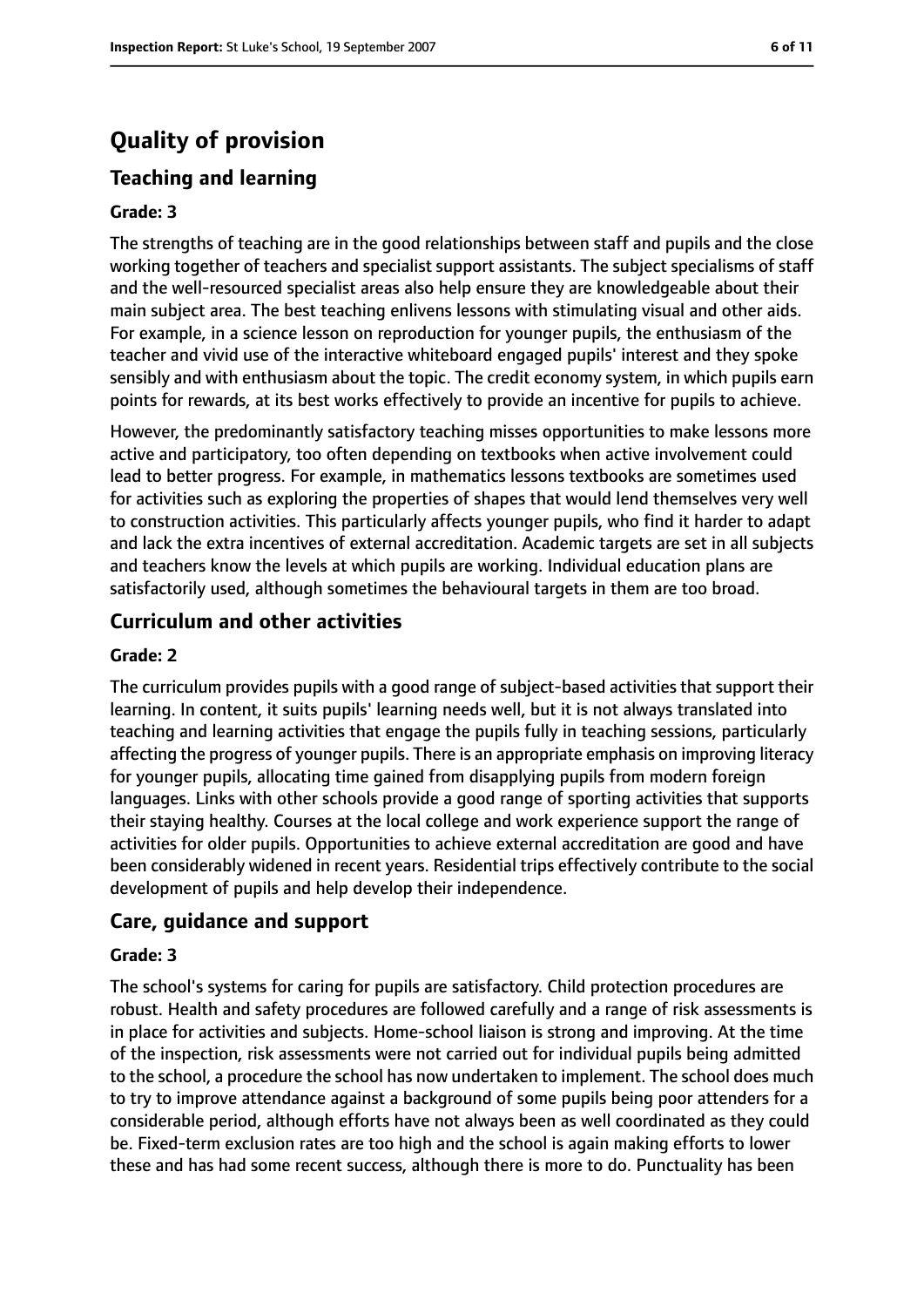# Quality of provision

## Teaching and learning

### Grade: 3

The strengths of teaching are in the good relationships between staff and pupils and the close working together of teachers and specialist support assistants. The subject specialisms of staff and the well-resourced specialist areas also help ensure they are knowledgeable about their main subject area. The best teaching enlivens lessons with stimulating visual and other aids. For example, in a science lesson on reproduction for younger pupils, the enthusiasm of the teacher and vivid use of the interactive whiteboard engaged pupils' interest and they spoke sensibly and with enthusiasm about the topic. The credit economy system, in which pupils earn points for rewards, at its best works effectively to provide an incentive for pupils to achieve.

However, the predominantly satisfactory teaching misses opportunities to make lessons more active and participatory, too often depending on textbooks when active involvement could lead to better progress. For example, in mathematics lessons textbooks are sometimes used for activities such as exploring the properties of shapes that would lend themselves very well to construction activities. This particularly affects younger pupils, who find it harder to adapt and lack the extra incentives of external accreditation. Academic targets are set in all subjects and teachers know the levels at which pupils are working. Individual education plans are satisfactorily used, although sometimes the behavioural targets in them are too broad.

## Curriculum and other activities

### Grade: 2

The curriculum provides pupils with a good range of subject-based activities that support their learning. In content, it suits pupils' learning needs well, but it is not always translated into teaching and learning activities that engage the pupils fully in teaching sessions, particularly affecting the progress of younger pupils. There is an appropriate emphasis on improving literacy for younger pupils, allocating time gained from disapplying pupils from modern foreign languages. Links with other schools provide a good range of sporting activities that supports their staying healthy. Courses at the local college and work experience support the range of activities for older pupils. Opportunities to achieve external accreditation are good and have been considerably widened in recent years. Residential trips effectively contribute to the social development of pupils and help develop their independence.

## Care, guidance and support

### Grade: 3

The school's systems for caring for pupils are satisfactory. Child protection procedures are robust. Health and safety procedures are followed carefully and a range of risk assessments is in place for activities and subjects. Home-school liaison is strong and improving. At the time of the inspection, risk assessments were not carried out for individual pupils being admitted to the school, a procedure the school has now undertaken to implement. The school does much to try to improve attendance against a background of some pupils being poor attenders for a considerable period, although efforts have not always been as well coordinated as they could be. Fixed-term exclusion rates are too high and the school is again making efforts to lower these and has had some recent success, although there is more to do. Punctuality has been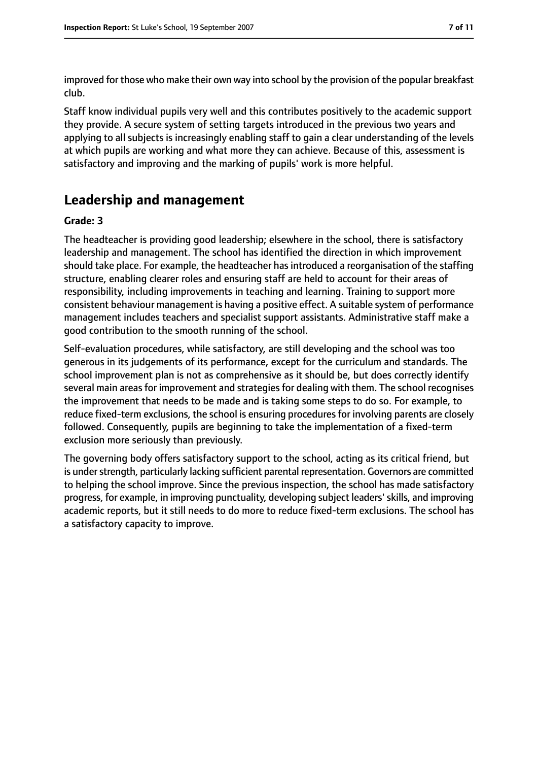improved for those who make their own way into school by the provision of the popular breakfast club.

Staff know individual pupils very well and this contributes positively to the academic support they provide. A secure system of setting targets introduced in the previous two years and applying to all subjects is increasingly enabling staff to gain a clear understanding of the levels at which pupils are working and what more they can achieve. Because of this, assessment is satisfactory and improving and the marking of pupils' work is more helpful.

## Leadership and management

**Grade: 3**

The headteacher is providing good leadership; elsewhere in the school, there is satisfactory leadership and management. The school has identified the direction in which improvement should take place. For example, the headteacher has introduced a reorganisation of the staffing structure, enabling clearer roles and ensuring staff are held to account for their areas of responsibility, including improvements in teaching and learning. Training to support more consistent behaviour management is having a positive effect. A suitable system of performance management includes teachers and specialist support assistants. Administrative staff make a good contribution to the smooth running of the school.

Self-evaluation procedures, while satisfactory, are still developing and the school was too generous in its judgements of its performance, except for the curriculum and standards. The school improvement plan is not as comprehensive as it should be, but does correctly identify several main areas for improvement and strategies for dealing with them. The school recognises the improvement that needs to be made and is taking some steps to do so. For example, to reduce fixed-term exclusions, the school is ensuring procedures for involving parents are closely followed. Consequently, pupils are beginning to take the implementation of a fixed-term exclusion more seriously than previously.

The governing body offers satisfactory support to the school, acting as its critical friend, but is under strength, particularly lacking sufficient parental representation. Governors are committed to helping the school improve. Since the previous inspection, the school has made satisfactory progress, for example, in improving punctuality, developing subject leaders' skills, and improving academic reports, but it still needs to do more to reduce fixed-term exclusions. The school has a satisfactory capacity to improve.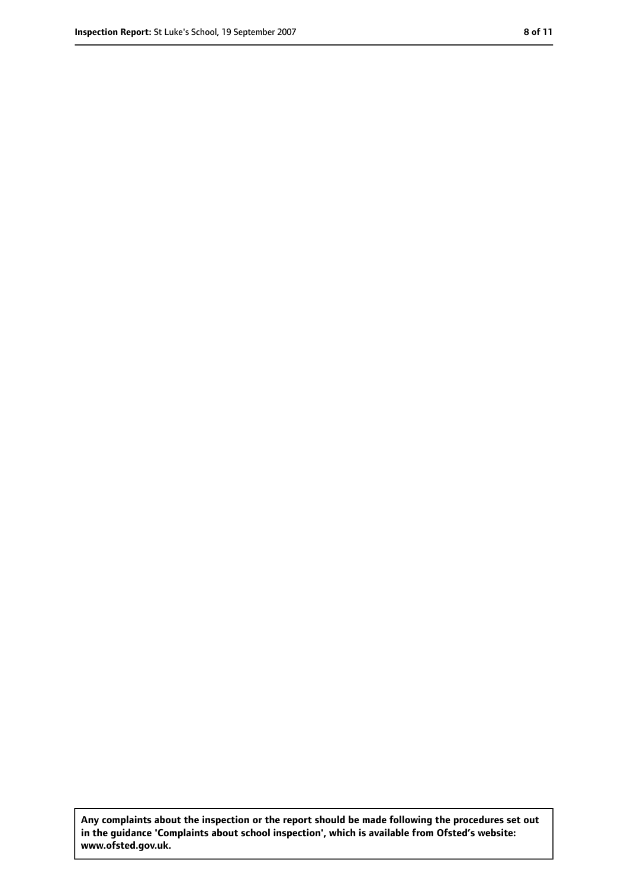**Any complaints about the inspection or the report should be made following the procedures set out in the guidance 'Complaints about school inspection', which is available from Ofsted's website: www.ofsted.gov.uk.**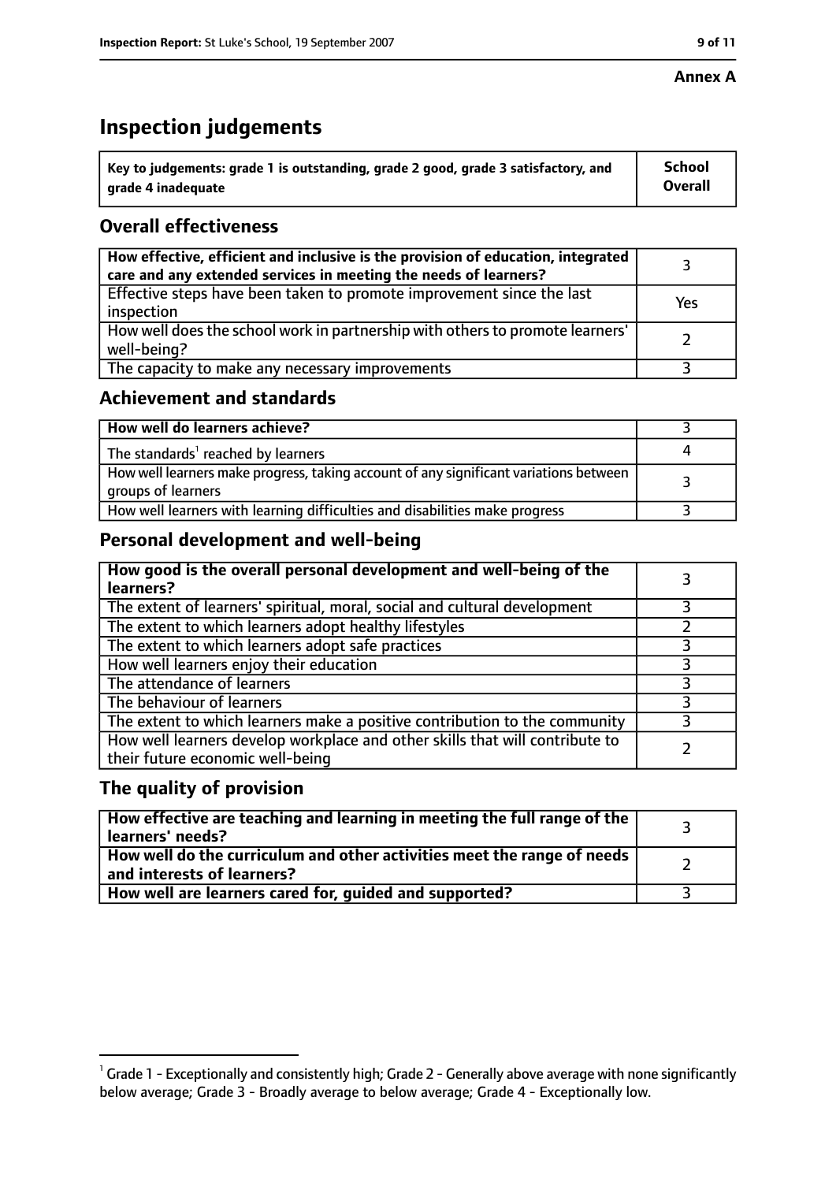**Annex A**

# Inspection judgements

| Key to judgements: grade 1 is outstanding, grade 2 good, grade 3 satisfactory, and grade 4 inadequate | School Overall |
|---|---|

## Overall effectiveness

| | |
|---|---|
| How effective, efficient and inclusive is the provision of education, integrated care and any extended services in meeting the needs of learners? | 3 |
| Effective steps have been taken to promote improvement since the last inspection | Yes |
| How well does the school work in partnership with others to promote learners' well-being? | 2 |
| The capacity to make any necessary improvements | 3 |

## Achievement and standards

| | |
|---|---|
| How well do learners achieve? | 3 |
| The standards[1] reached by learners | 4 |
| How well learners make progress, taking account of any significant variations between groups of learners | 3 |
| How well learners with learning difficulties and disabilities make progress | 3 |

## Personal development and well-being

| | |
|---|---|
| How good is the overall personal development and well-being of the learners? | 3 |
| The extent of learners' spiritual, moral, social and cultural development | 3 |
| The extent to which learners adopt healthy lifestyles | 2 |
| The extent to which learners adopt safe practices | 3 |
| How well learners enjoy their education | 3 |
| The attendance of learners | 3 |
| The behaviour of learners | 3 |
| The extent to which learners make a positive contribution to the community | 3 |
| How well learners develop workplace and other skills that will contribute to their future economic well-being | 2 |

## The quality of provision

| | |
|---|---|
| How effective are teaching and learning in meeting the full range of the learners' needs? | 3 |
| How well do the curriculum and other activities meet the range of needs and interests of learners? | 2 |
| How well are learners cared for, guided and supported? | 3 |

[1] Grade 1 - Exceptionally and consistently high; Grade 2 - Generally above average with none significantly below average; Grade 3 - Broadly average to below average; Grade 4 - Exceptionally low.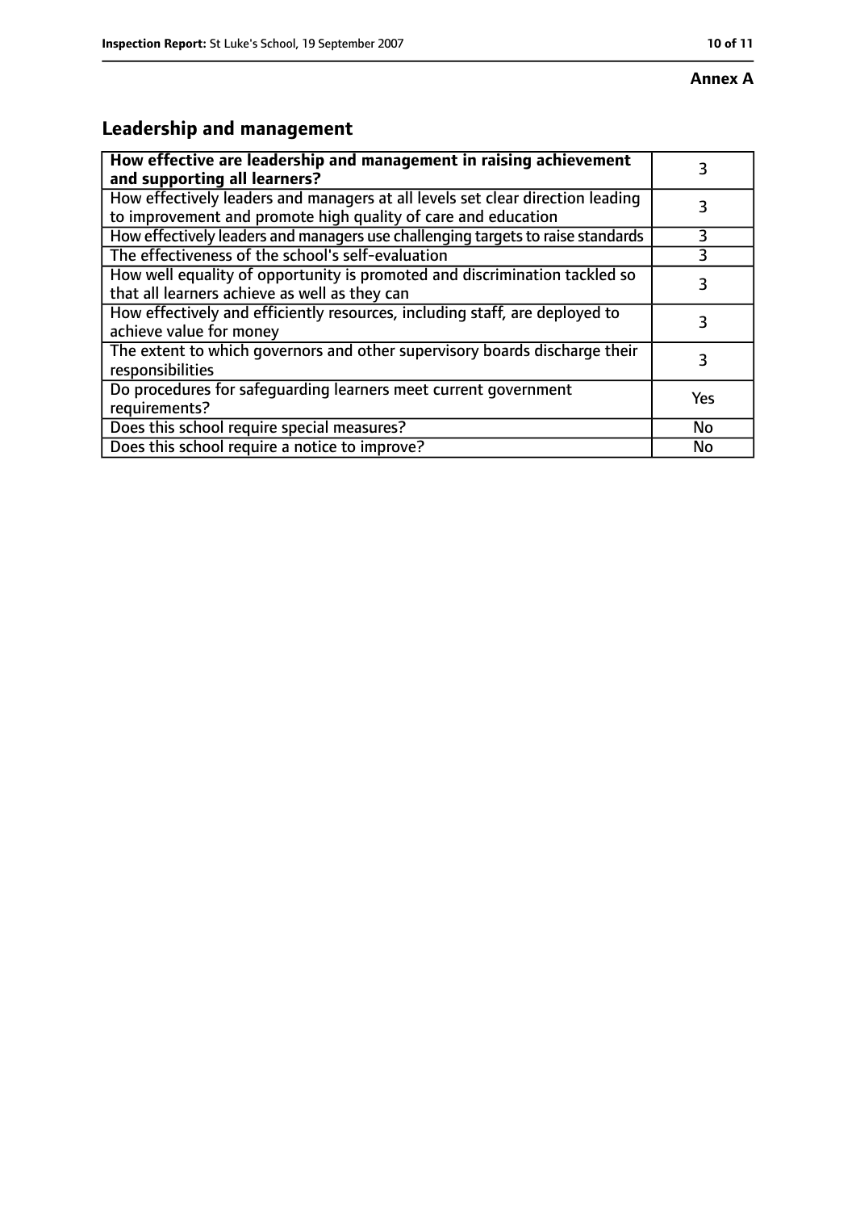**Annex A**

## Leadership and management

| How effective are leadership and management in raising achievement and supporting all learners? | 3 |
|---|---|
| How effectively leaders and managers at all levels set clear direction leading to improvement and promote high quality of care and education | 3 |
| How effectively leaders and managers use challenging targets to raise standards | 3 |
| The effectiveness of the school's self-evaluation | 3 |
| How well equality of opportunity is promoted and discrimination tackled so that all learners achieve as well as they can | 3 |
| How effectively and efficiently resources, including staff, are deployed to achieve value for money | 3 |
| The extent to which governors and other supervisory boards discharge their responsibilities | 3 |
| Do procedures for safeguarding learners meet current government requirements? | Yes |
| Does this school require special measures? | No |
| Does this school require a notice to improve? | No |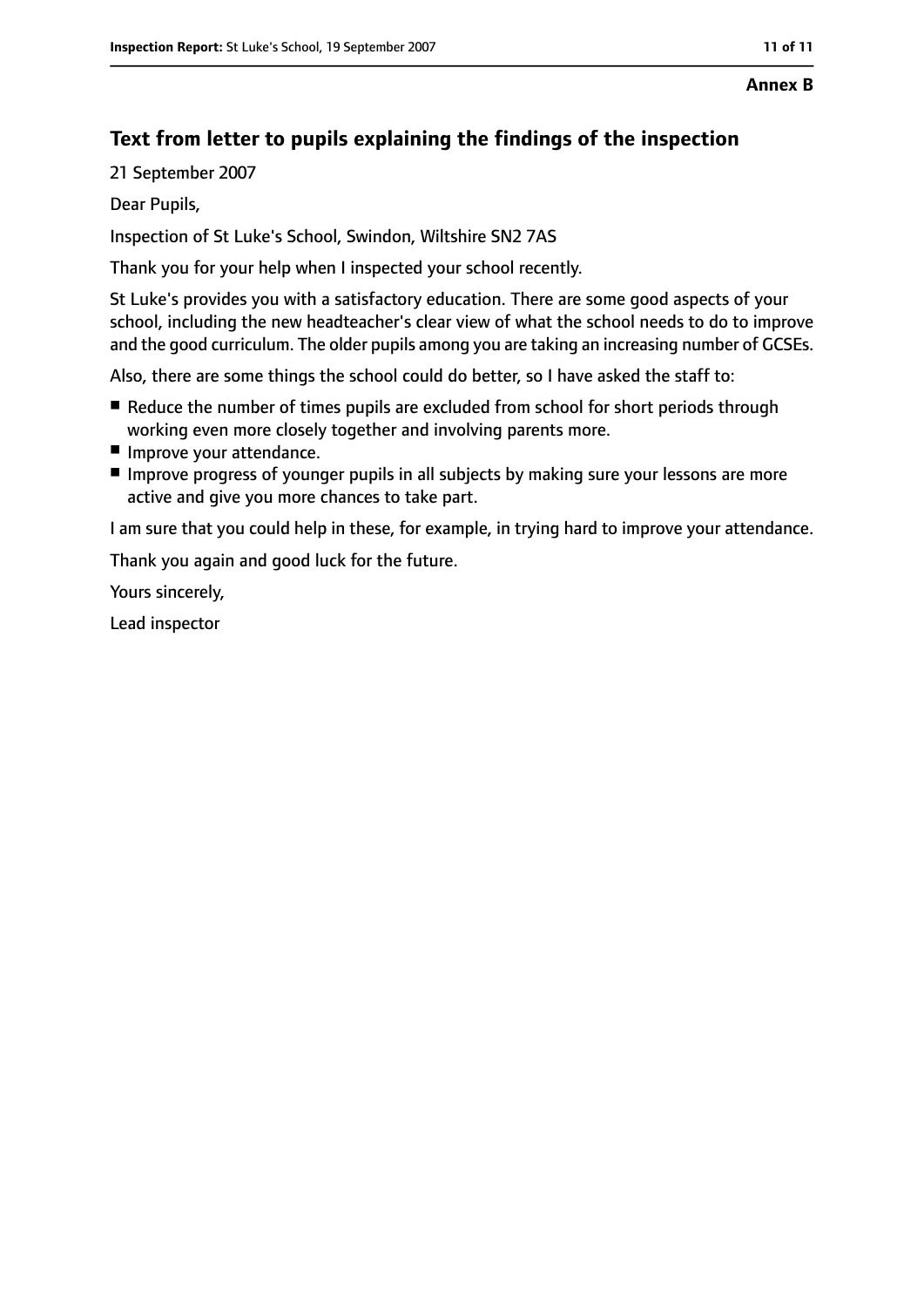**Annex B**

## Text from letter to pupils explaining the findings of the inspection

21 September 2007

Dear Pupils,

Inspection of St Luke's School, Swindon, Wiltshire SN2 7AS

Thank you for your help when I inspected your school recently.

St Luke's provides you with a satisfactory education. There are some good aspects of your school, including the new headteacher's clear view of what the school needs to do to improve and the good curriculum. The older pupils among you are taking an increasing number of GCSEs.

Also, there are some things the school could do better, so I have asked the staff to:

- Reduce the number of times pupils are excluded from school for short periods through working even more closely together and involving parents more.
- Improve your attendance.
- Improve progress of younger pupils in all subjects by making sure your lessons are more active and give you more chances to take part.

I am sure that you could help in these, for example, in trying hard to improve your attendance.

Thank you again and good luck for the future.

Yours sincerely,

Lead inspector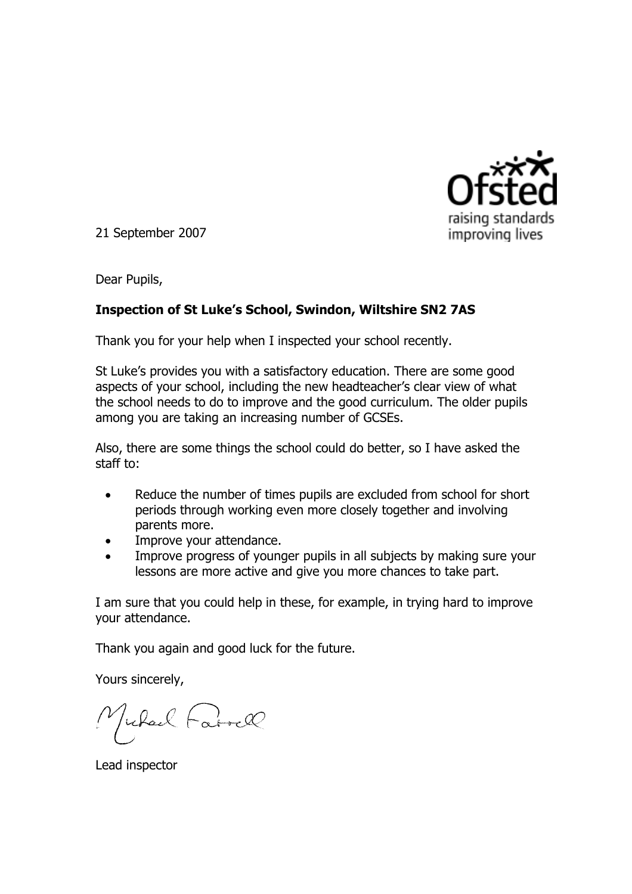21 September 2007

Dear Pupils,

**Inspection of St Luke's School, Swindon, Wiltshire SN2 7AS**

Thank you for your help when I inspected your school recently.

St Luke's provides you with a satisfactory education. There are some good aspects of your school, including the new headteacher's clear view of what the school needs to do to improve and the good curriculum. The older pupils among you are taking an increasing number of GCSEs.

Also, there are some things the school could do better, so I have asked the staff to:

- Reduce the number of times pupils are excluded from school for short periods through working even more closely together and involving parents more.
- Improve your attendance.
- Improve progress of younger pupils in all subjects by making sure your lessons are more active and give you more chances to take part.

I am sure that you could help in these, for example, in trying hard to improve your attendance.

Thank you again and good luck for the future.

Yours sincerely,

Michael Farrell

Lead inspector